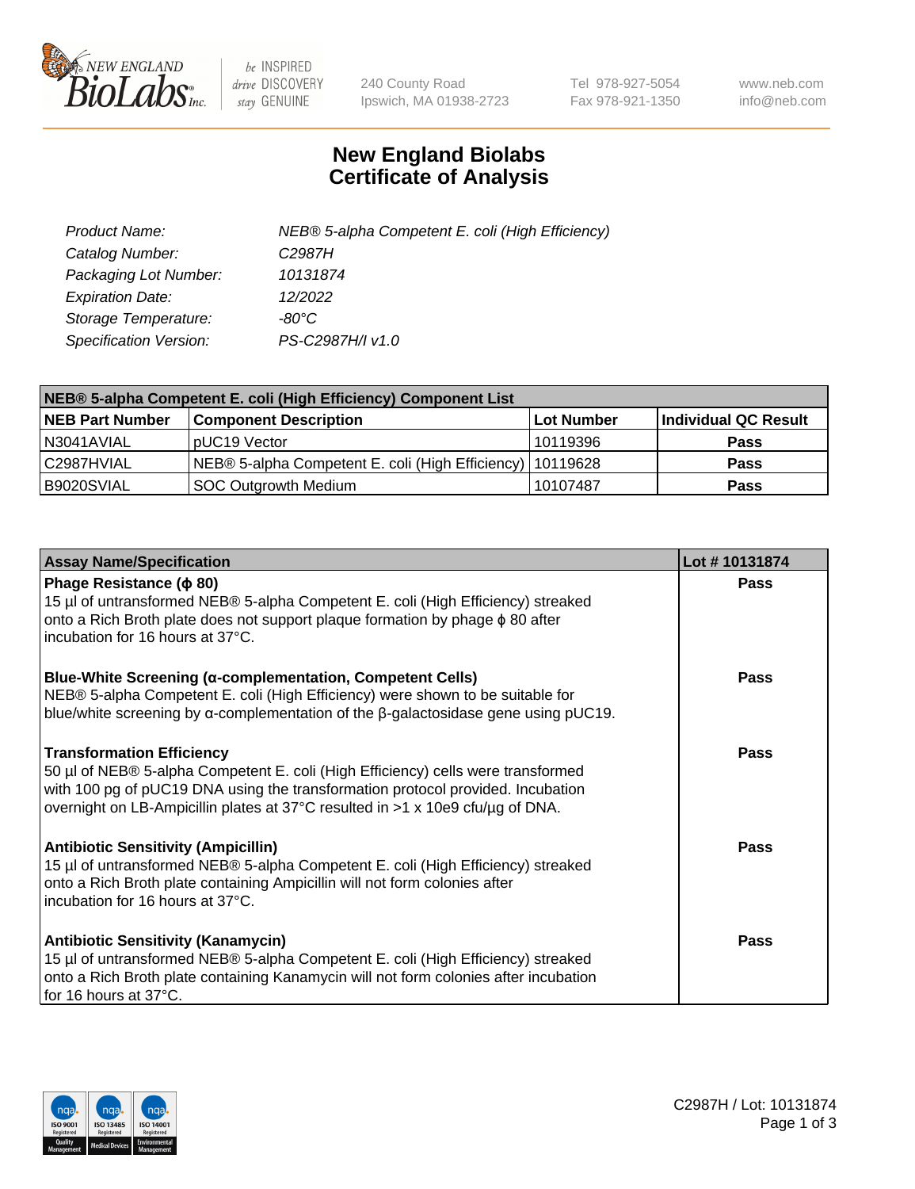NEW ENGLAND BioLabs Inc. — be INSPIRED drive DISCOVERY stay GENUINE

240 County Road
Ipswich, MA 01938-2723

Tel 978-927-5054
Fax 978-921-1350

www.neb.com
info@neb.com

# New England Biolabs
# Certificate of Analysis

| | |
|---|---|
| *Product Name:* | *NEB® 5-alpha Competent E. coli (High Efficiency)* |
| *Catalog Number:* | *C2987H* |
| *Packaging Lot Number:* | *10131874* |
| *Expiration Date:* | *12/2022* |
| *Storage Temperature:* | *-80°C* |
| *Specification Version:* | *PS-C2987H/I v1.0* |

| NEB® 5-alpha Competent E. coli (High Efficiency) Component List | | | |
|---|---|---|---|
| **NEB Part Number** | **Component Description** | **Lot Number** | **Individual QC Result** |
| N3041AVIAL | pUC19 Vector | 10119396 | **Pass** |
| C2987HVIAL | NEB® 5-alpha Competent E. coli (High Efficiency) | 10119628 | **Pass** |
| B9020SVIAL | SOC Outgrowth Medium | 10107487 | **Pass** |

| Assay Name/Specification | Lot # 10131874 |
|---|---|
| **Phage Resistance (ϕ 80)**<br>15 µl of untransformed NEB® 5-alpha Competent E. coli (High Efficiency) streaked onto a Rich Broth plate does not support plaque formation by phage ϕ 80 after incubation for 16 hours at 37°C. | **Pass** |
| **Blue-White Screening (α-complementation, Competent Cells)**<br>NEB® 5-alpha Competent E. coli (High Efficiency) were shown to be suitable for blue/white screening by α-complementation of the β-galactosidase gene using pUC19. | **Pass** |
| **Transformation Efficiency**<br>50 µl of NEB® 5-alpha Competent E. coli (High Efficiency) cells were transformed with 100 pg of pUC19 DNA using the transformation protocol provided. Incubation overnight on LB-Ampicillin plates at 37°C resulted in >1 x 10e9 cfu/µg of DNA. | **Pass** |
| **Antibiotic Sensitivity (Ampicillin)**<br>15 µl of untransformed NEB® 5-alpha Competent E. coli (High Efficiency) streaked onto a Rich Broth plate containing Ampicillin will not form colonies after incubation for 16 hours at 37°C. | **Pass** |
| **Antibiotic Sensitivity (Kanamycin)**<br>15 µl of untransformed NEB® 5-alpha Competent E. coli (High Efficiency) streaked onto a Rich Broth plate containing Kanamycin will not form colonies after incubation for 16 hours at 37°C. | **Pass** |

ISO 9001 Registered Quality Management · ISO 13485 Registered Medical Devices · ISO 14001 Registered Environmental Management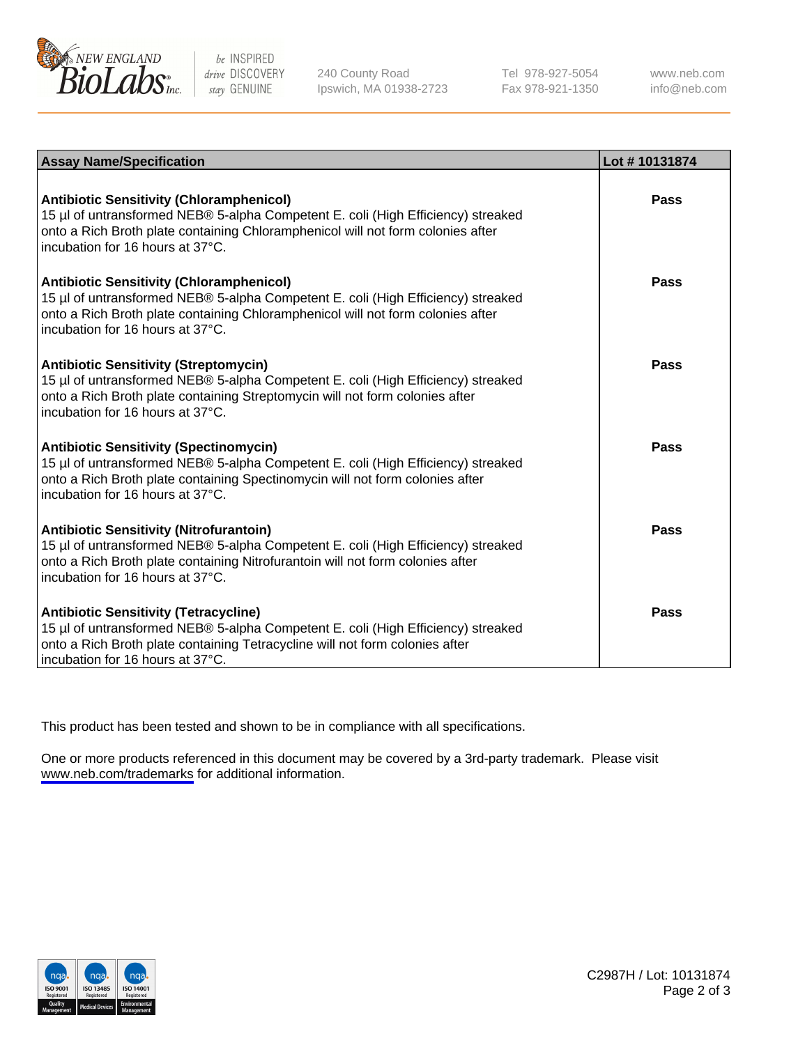| Assay Name/Specification | Lot # 10131874 |
|---|---|
| **Antibiotic Sensitivity (Chloramphenicol)**<br>15 µl of untransformed NEB® 5-alpha Competent E. coli (High Efficiency) streaked onto a Rich Broth plate containing Chloramphenicol will not form colonies after incubation for 16 hours at 37°C. | Pass |
| **Antibiotic Sensitivity (Chloramphenicol)**<br>15 µl of untransformed NEB® 5-alpha Competent E. coli (High Efficiency) streaked onto a Rich Broth plate containing Chloramphenicol will not form colonies after incubation for 16 hours at 37°C. | Pass |
| **Antibiotic Sensitivity (Streptomycin)**<br>15 µl of untransformed NEB® 5-alpha Competent E. coli (High Efficiency) streaked onto a Rich Broth plate containing Streptomycin will not form colonies after incubation for 16 hours at 37°C. | Pass |
| **Antibiotic Sensitivity (Spectinomycin)**<br>15 µl of untransformed NEB® 5-alpha Competent E. coli (High Efficiency) streaked onto a Rich Broth plate containing Spectinomycin will not form colonies after incubation for 16 hours at 37°C. | Pass |
| **Antibiotic Sensitivity (Nitrofurantoin)**<br>15 µl of untransformed NEB® 5-alpha Competent E. coli (High Efficiency) streaked onto a Rich Broth plate containing Nitrofurantoin will not form colonies after incubation for 16 hours at 37°C. | Pass |
| **Antibiotic Sensitivity (Tetracycline)**<br>15 µl of untransformed NEB® 5-alpha Competent E. coli (High Efficiency) streaked onto a Rich Broth plate containing Tetracycline will not form colonies after incubation for 16 hours at 37°C. | Pass |

This product has been tested and shown to be in compliance with all specifications.

One or more products referenced in this document may be covered by a 3rd-party trademark. Please visit www.neb.com/trademarks for additional information.

C2987H / Lot: 10131874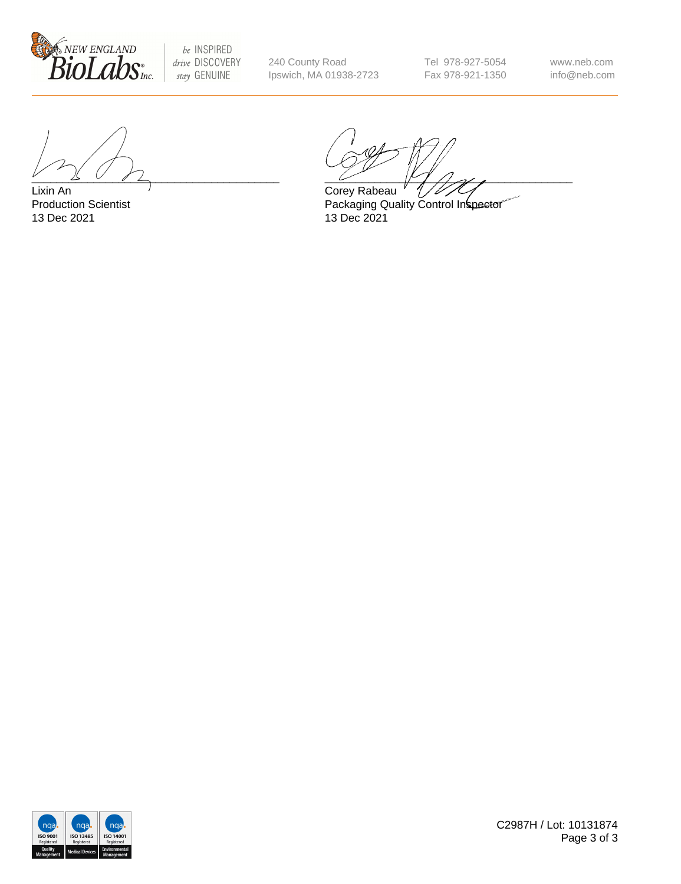be INSPIRED
drive DISCOVERY
stay GENUINE

240 County Road
Ipswich, MA 01938-2723

Tel 978-927-5054
Fax 978-921-1350

www.neb.com
info@neb.com

Lixin An
Production Scientist
13 Dec 2021

Corey Rabeau
Packaging Quality Control Inspector
13 Dec 2021

C2987H / Lot: 10131874